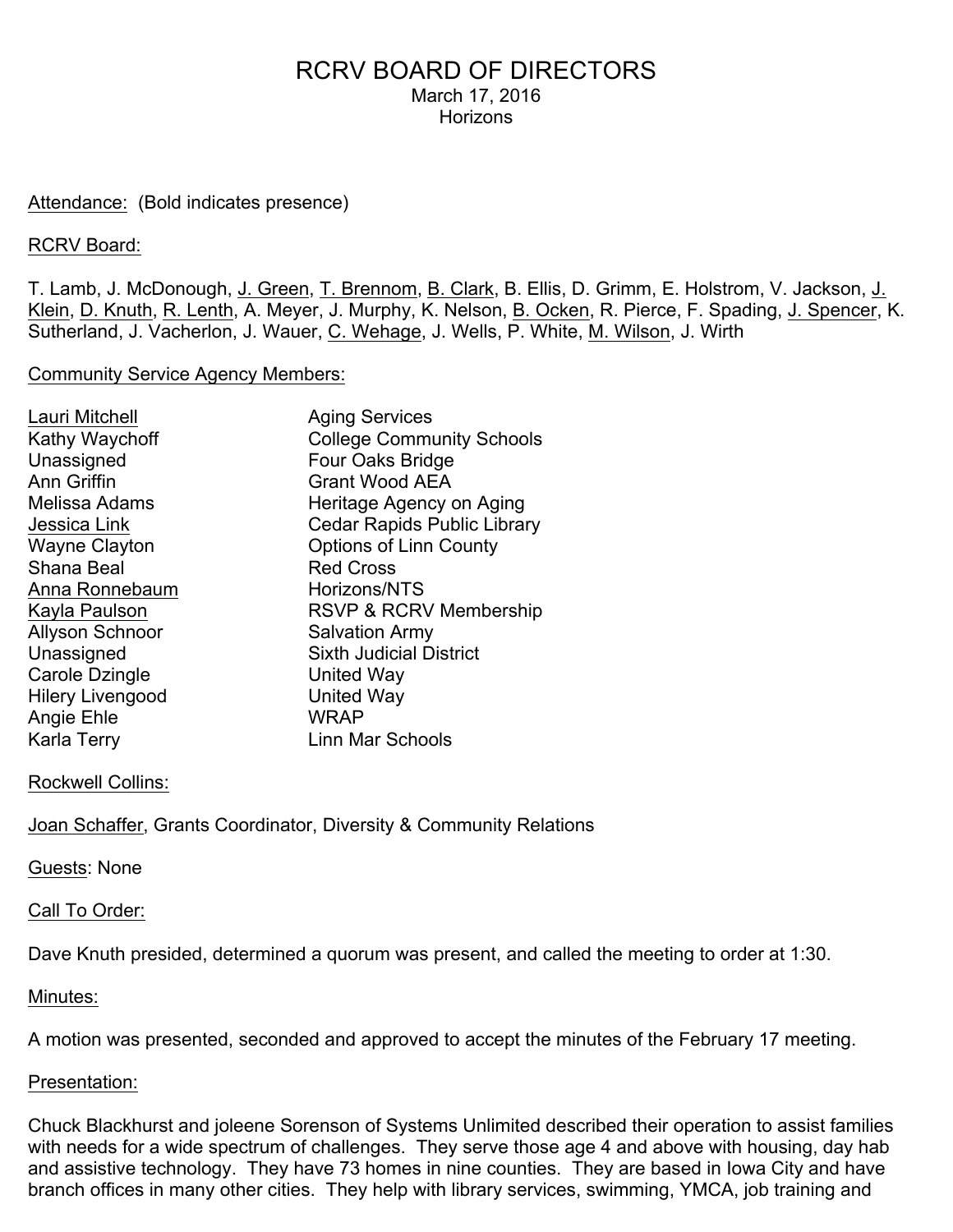# RCRV BOARD OF DIRECTORS

March 17, 2016
Horizons

Attendance: (Bold indicates presence)

RCRV Board:

T. Lamb, J. McDonough, J. Green, T. Brennom, B. Clark, B. Ellis, D. Grimm, E. Holstrom, V. Jackson, J. Klein, D. Knuth, R. Lenth, A. Meyer, J. Murphy, K. Nelson, B. Ocken, R. Pierce, F. Spading, J. Spencer, K. Sutherland, J. Vacherlon, J. Wauer, C. Wehage, J. Wells, P. White, M. Wilson, J. Wirth

Community Service Agency Members:

| | |
|---|---|
| Lauri Mitchell | Aging Services |
| Kathy Waychoff | College Community Schools |
| Unassigned | Four Oaks Bridge |
| Ann Griffin | Grant Wood AEA |
| Melissa Adams | Heritage Agency on Aging |
| Jessica Link | Cedar Rapids Public Library |
| Wayne Clayton | Options of Linn County |
| Shana Beal | Red Cross |
| Anna Ronnebaum | Horizons/NTS |
| Kayla Paulson | RSVP & RCRV Membership |
| Allyson Schnoor | Salvation Army |
| Unassigned | Sixth Judicial District |
| Carole Dzingle | United Way |
| Hilery Livengood | United Way |
| Angie Ehle | WRAP |
| Karla Terry | Linn Mar Schools |

Rockwell Collins:

Joan Schaffer, Grants Coordinator, Diversity & Community Relations

Guests: None

Call To Order:

Dave Knuth presided, determined a quorum was present, and called the meeting to order at 1:30.

Minutes:

A motion was presented, seconded and approved to accept the minutes of the February 17 meeting.

Presentation:

Chuck Blackhurst and joleene Sorenson of Systems Unlimited described their operation to assist families with needs for a wide spectrum of challenges. They serve those age 4 and above with housing, day hab and assistive technology. They have 73 homes in nine counties. They are based in Iowa City and have branch offices in many other cities. They help with library services, swimming, YMCA, job training and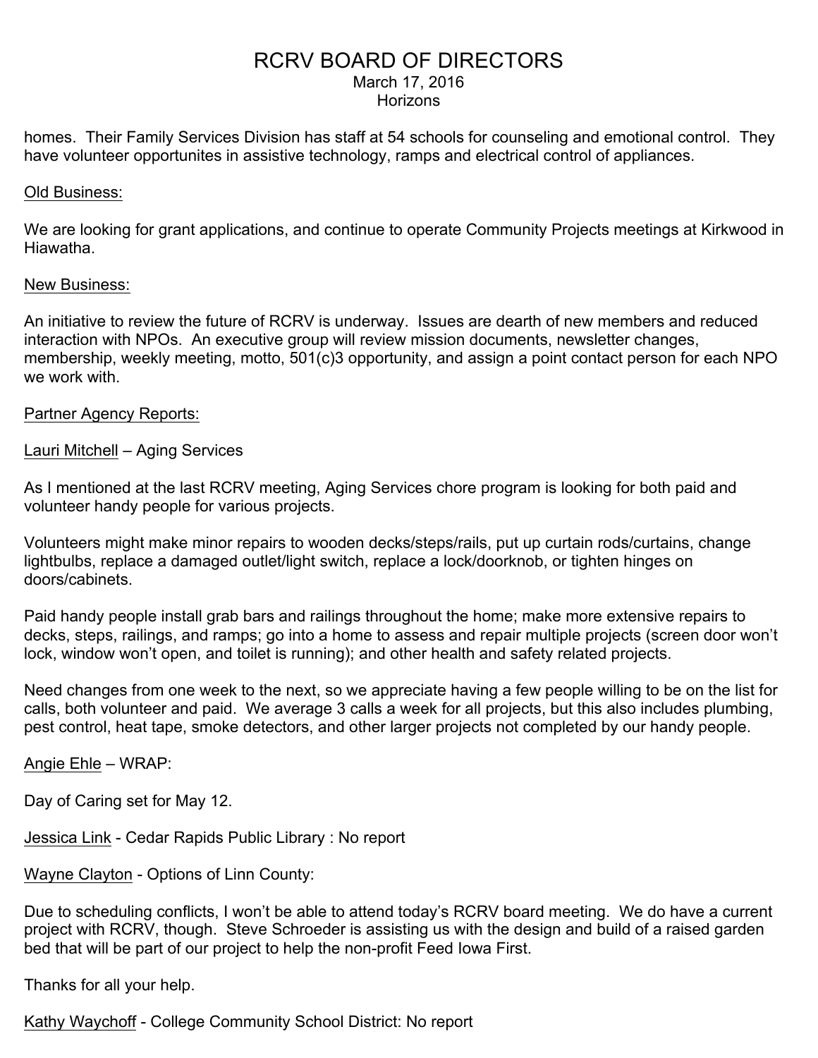homes. Their Family Services Division has staff at 54 schools for counseling and emotional control. They have volunteer opportunites in assistive technology, ramps and electrical control of appliances.

Old Business:

We are looking for grant applications, and continue to operate Community Projects meetings at Kirkwood in Hiawatha.

New Business:

An initiative to review the future of RCRV is underway. Issues are dearth of new members and reduced interaction with NPOs. An executive group will review mission documents, newsletter changes, membership, weekly meeting, motto, 501(c)3 opportunity, and assign a point contact person for each NPO we work with.

Partner Agency Reports:

Lauri Mitchell – Aging Services

As I mentioned at the last RCRV meeting, Aging Services chore program is looking for both paid and volunteer handy people for various projects.

Volunteers might make minor repairs to wooden decks/steps/rails, put up curtain rods/curtains, change lightbulbs, replace a damaged outlet/light switch, replace a lock/doorknob, or tighten hinges on doors/cabinets.

Paid handy people install grab bars and railings throughout the home; make more extensive repairs to decks, steps, railings, and ramps; go into a home to assess and repair multiple projects (screen door won't lock, window won't open, and toilet is running); and other health and safety related projects.

Need changes from one week to the next, so we appreciate having a few people willing to be on the list for calls, both volunteer and paid. We average 3 calls a week for all projects, but this also includes plumbing, pest control, heat tape, smoke detectors, and other larger projects not completed by our handy people.

Angie Ehle – WRAP:

Day of Caring set for May 12.

Jessica Link - Cedar Rapids Public Library : No report

Wayne Clayton - Options of Linn County:

Due to scheduling conflicts, I won't be able to attend today's RCRV board meeting. We do have a current project with RCRV, though. Steve Schroeder is assisting us with the design and build of a raised garden bed that will be part of our project to help the non-profit Feed Iowa First.

Thanks for all your help.

Kathy Waychoff - College Community School District: No report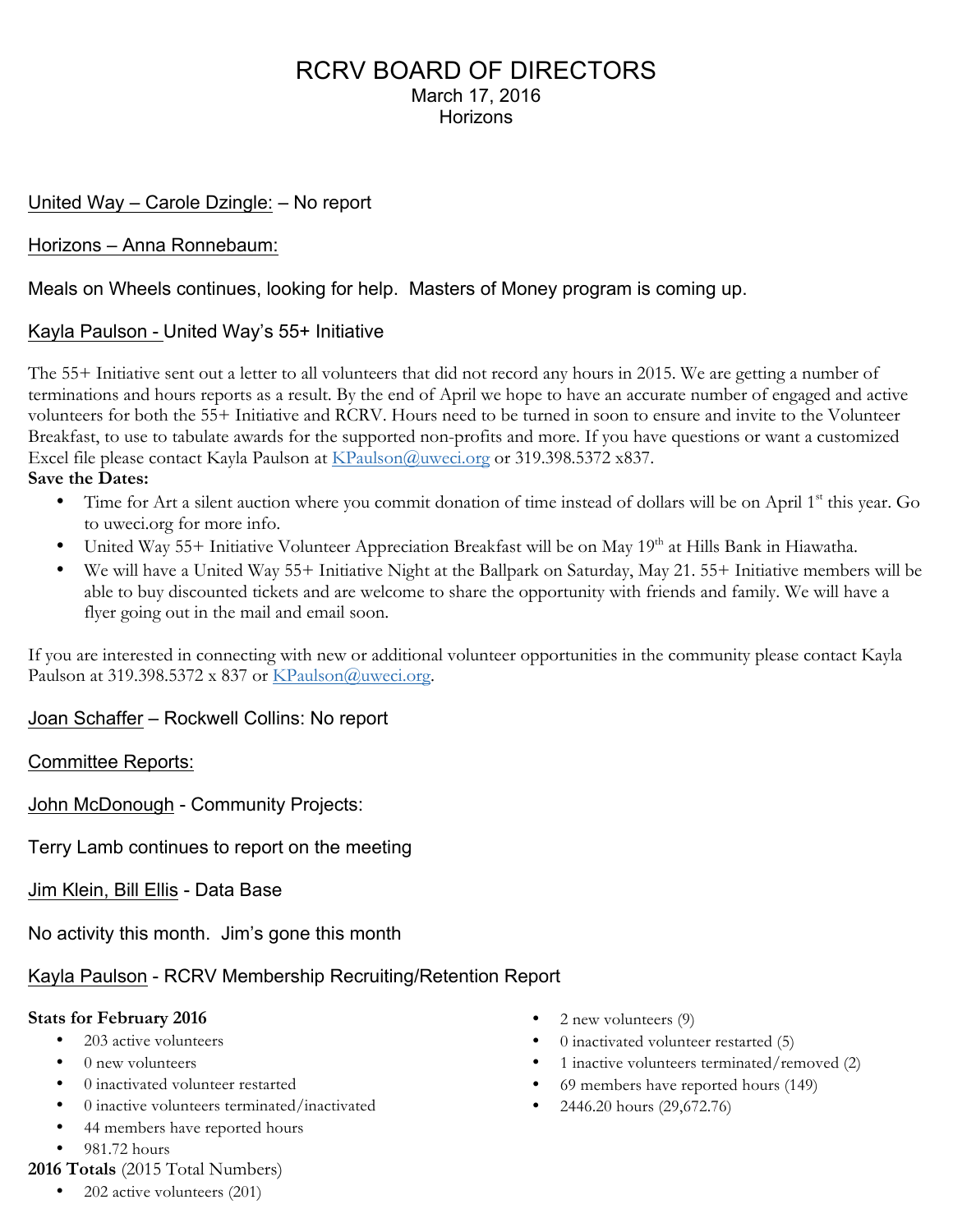# RCRV BOARD OF DIRECTORS

March 17, 2016
Horizons

United Way – Carole Dzingle: – No report

Horizons – Anna Ronnebaum:

Meals on Wheels continues, looking for help. Masters of Money program is coming up.

Kayla Paulson - United Way's 55+ Initiative

The 55+ Initiative sent out a letter to all volunteers that did not record any hours in 2015. We are getting a number of terminations and hours reports as a result. By the end of April we hope to have an accurate number of engaged and active volunteers for both the 55+ Initiative and RCRV. Hours need to be turned in soon to ensure and invite to the Volunteer Breakfast, to use to tabulate awards for the supported non-profits and more. If you have questions or want a customized Excel file please contact Kayla Paulson at KPaulson@uweci.org or 319.398.5372 x837.

**Save the Dates:**

- Time for Art a silent auction where you commit donation of time instead of dollars will be on April 1st this year. Go to uweci.org for more info.
- United Way 55+ Initiative Volunteer Appreciation Breakfast will be on May 19th at Hills Bank in Hiawatha.
- We will have a United Way 55+ Initiative Night at the Ballpark on Saturday, May 21. 55+ Initiative members will be able to buy discounted tickets and are welcome to share the opportunity with friends and family. We will have a flyer going out in the mail and email soon.

If you are interested in connecting with new or additional volunteer opportunities in the community please contact Kayla Paulson at 319.398.5372 x 837 or KPaulson@uweci.org.

Joan Schaffer – Rockwell Collins: No report

Committee Reports:

John McDonough - Community Projects:

Terry Lamb continues to report on the meeting

Jim Klein, Bill Ellis - Data Base

No activity this month. Jim's gone this month

Kayla Paulson - RCRV Membership Recruiting/Retention Report

**Stats for February 2016**

- 203 active volunteers
- 0 new volunteers
- 0 inactivated volunteer restarted
- 0 inactive volunteers terminated/inactivated
- 44 members have reported hours
- 981.72 hours

**2016 Totals** (2015 Total Numbers)

- 202 active volunteers (201)
- 2 new volunteers (9)
- 0 inactivated volunteer restarted (5)
- 1 inactive volunteers terminated/removed (2)
- 69 members have reported hours (149)
- 2446.20 hours (29,672.76)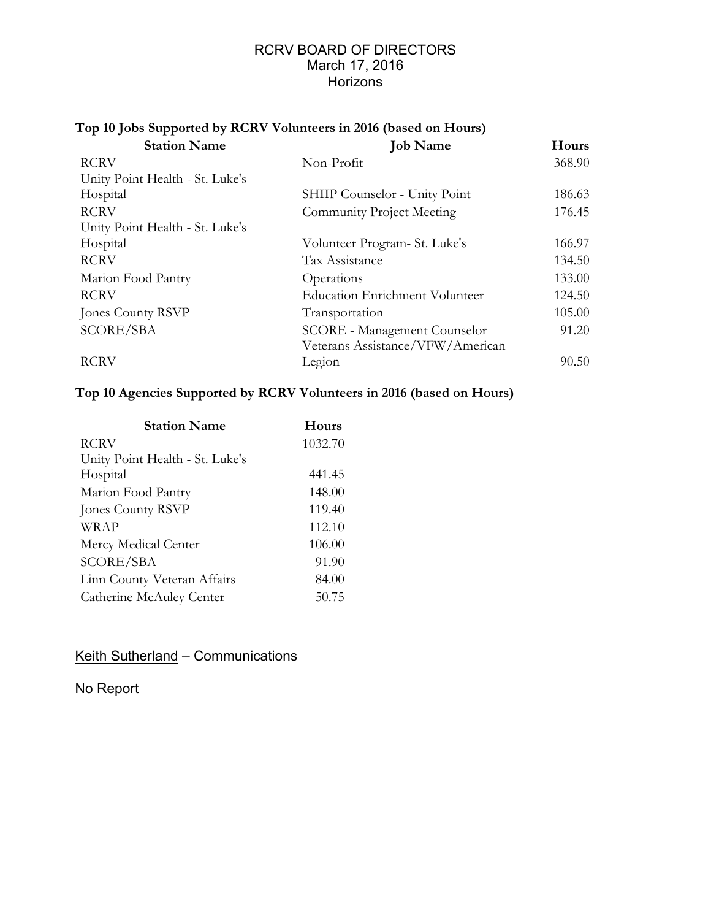# RCRV BOARD OF DIRECTORS
March 17, 2016
Horizons

**Top 10 Jobs Supported by RCRV Volunteers in 2016 (based on Hours)**

| Station Name | Job Name | Hours |
|---|---|---|
| RCRV | Non-Profit | 368.90 |
| Unity Point Health - St. Luke's Hospital | SHIIP Counselor - Unity Point | 186.63 |
| RCRV | Community Project Meeting | 176.45 |
| Unity Point Health - St. Luke's Hospital | Volunteer Program- St. Luke's | 166.97 |
| RCRV | Tax Assistance | 134.50 |
| Marion Food Pantry | Operations | 133.00 |
| RCRV | Education Enrichment Volunteer | 124.50 |
| Jones County RSVP | Transportation | 105.00 |
| SCORE/SBA | SCORE - Management Counselor | 91.20 |
| RCRV | Veterans Assistance/VFW/American Legion | 90.50 |

**Top 10 Agencies Supported by RCRV Volunteers in 2016 (based on Hours)**

| Station Name | Hours |
|---|---|
| RCRV | 1032.70 |
| Unity Point Health - St. Luke's Hospital | 441.45 |
| Marion Food Pantry | 148.00 |
| Jones County RSVP | 119.40 |
| WRAP | 112.10 |
| Mercy Medical Center | 106.00 |
| SCORE/SBA | 91.90 |
| Linn County Veteran Affairs | 84.00 |
| Catherine McAuley Center | 50.75 |

Keith Sutherland – Communications

No Report